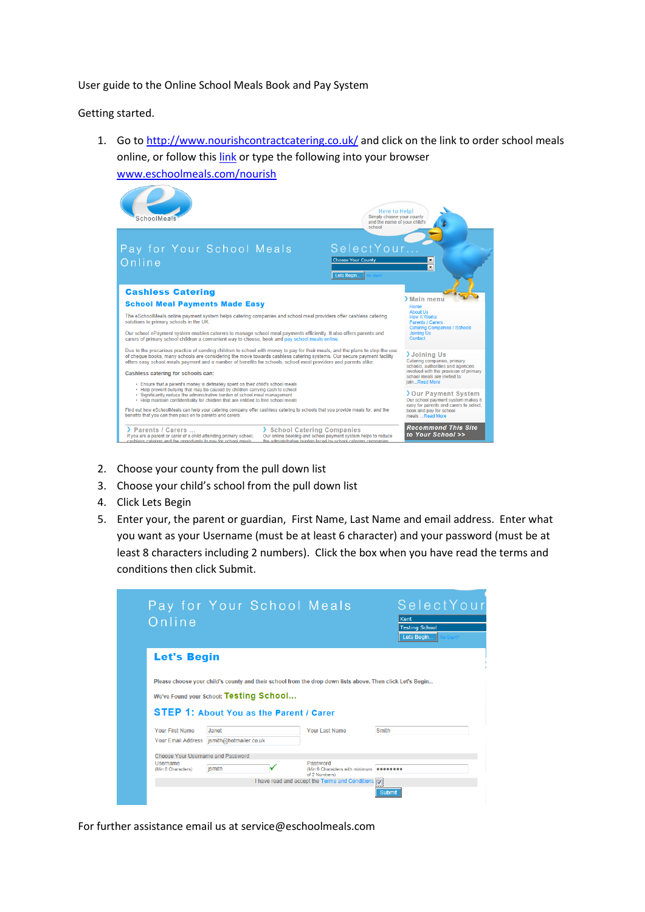User guide to the Online School Meals Book and Pay System

Getting started.

1. Go to http://www.nourishcontractcatering.co.uk/ and click on the link to order school meals online, or follow this link or type the following into your browser www.eschoolmeals.com/nourish

2. Choose your county from the pull down list
3. Choose your child's school from the pull down list
4. Click Lets Begin
5. Enter your, the parent or guardian, First Name, Last Name and email address. Enter what you want as your Username (must be at least 6 character) and your password (must be at least 8 characters including 2 numbers). Click the box when you have read the terms and conditions then click Submit.

For further assistance email us at service@eschoolmeals.com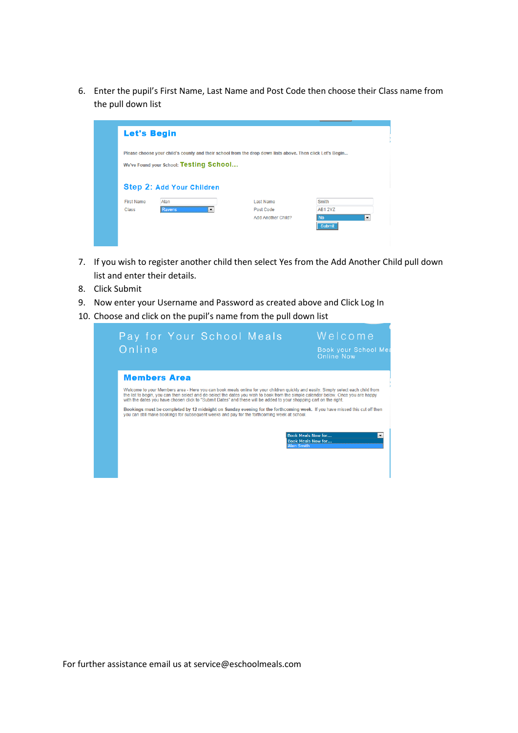6. Enter the pupil's First Name, Last Name and Post Code then choose their Class name from the pull down list

7. If you wish to register another child then select Yes from the Add Another Child pull down list and enter their details.
8. Click Submit
9. Now enter your Username and Password as created above and Click Log In
10. Choose and click on the pupil's name from the pull down list

For further assistance email us at service@eschoolmeals.com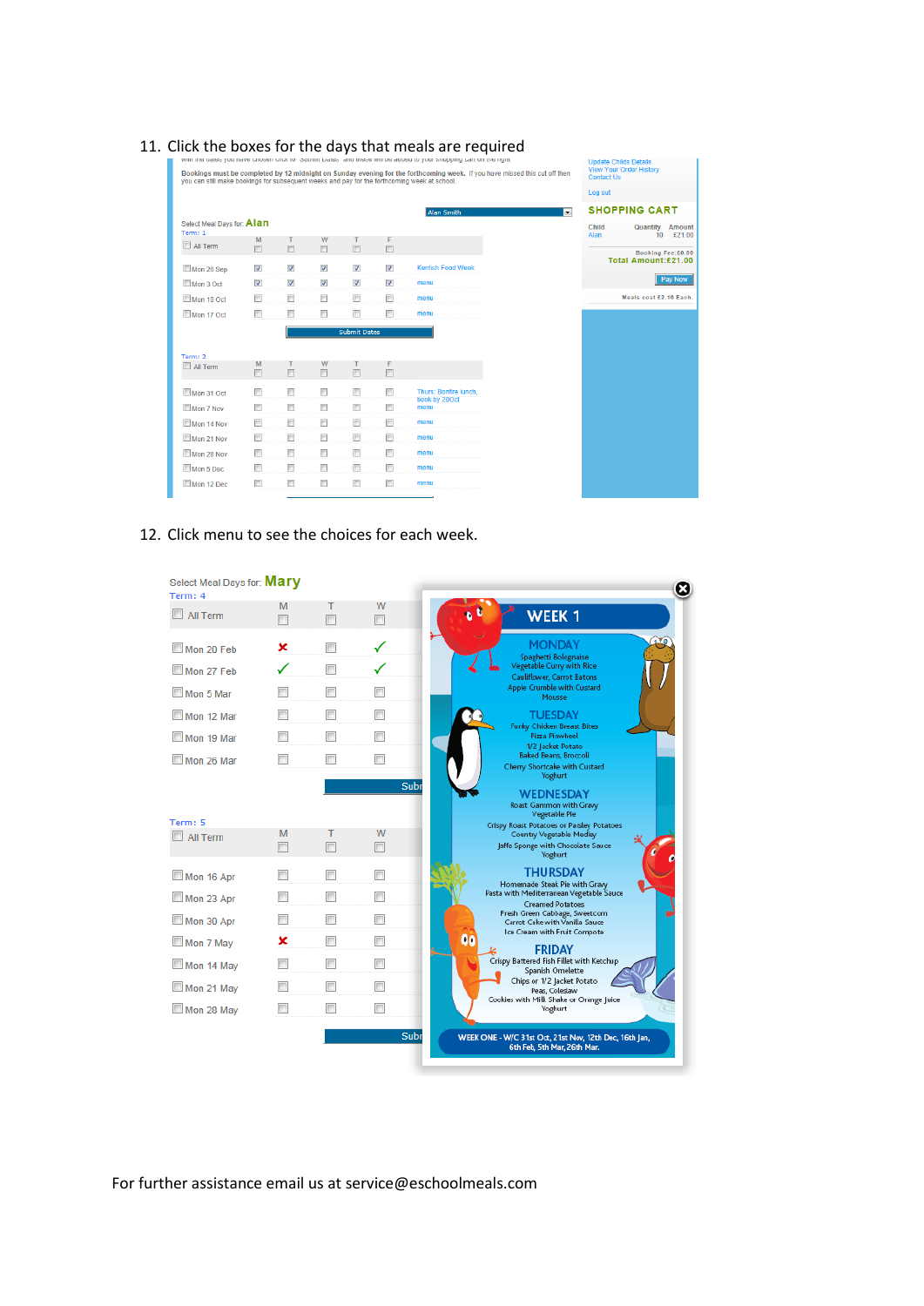11. Click the boxes for the days that meals are required

12. Click menu to see the choices for each week.

For further assistance email us at service@eschoolmeals.com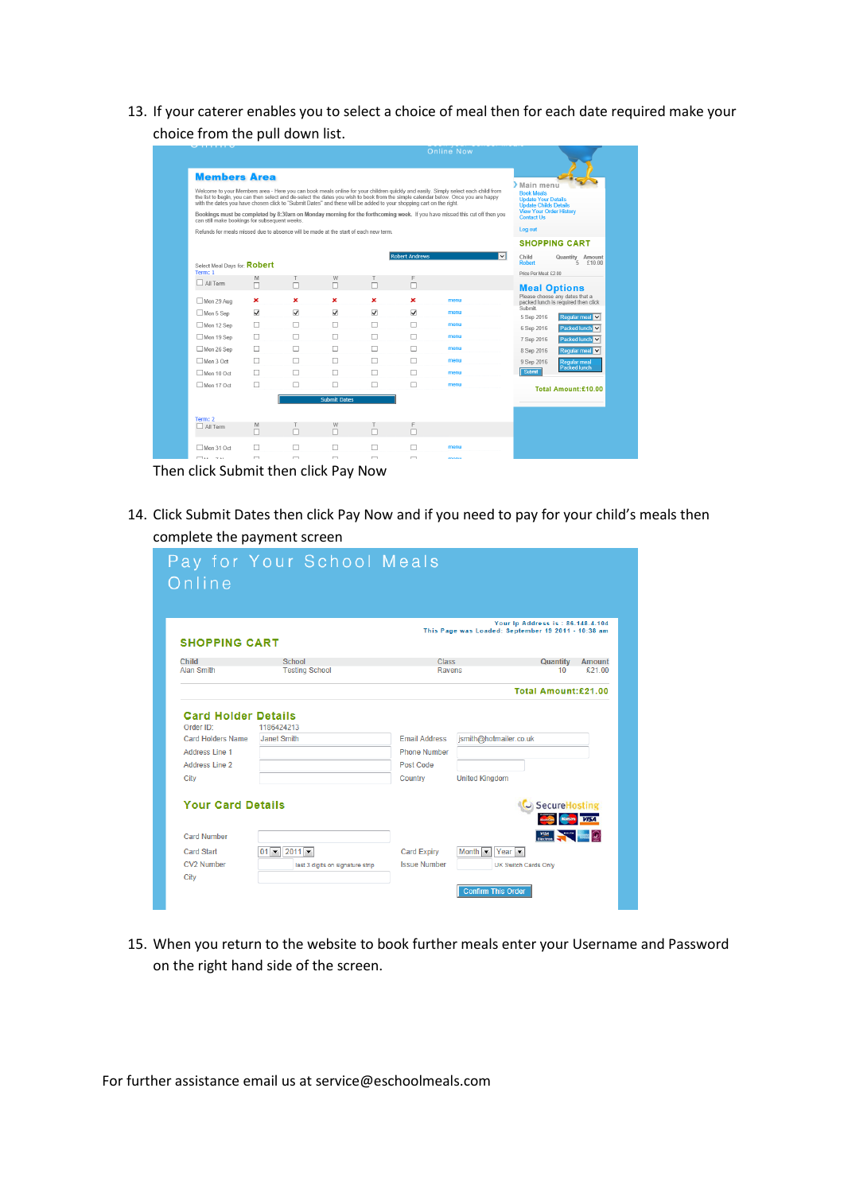13. If your caterer enables you to select a choice of meal then for each date required make your choice from the pull down list.

    Then click Submit then click Pay Now

14. Click Submit Dates then click Pay Now and if you need to pay for your child's meals then complete the payment screen

15. When you return to the website to book further meals enter your Username and Password on the right hand side of the screen.

For further assistance email us at service@eschoolmeals.com